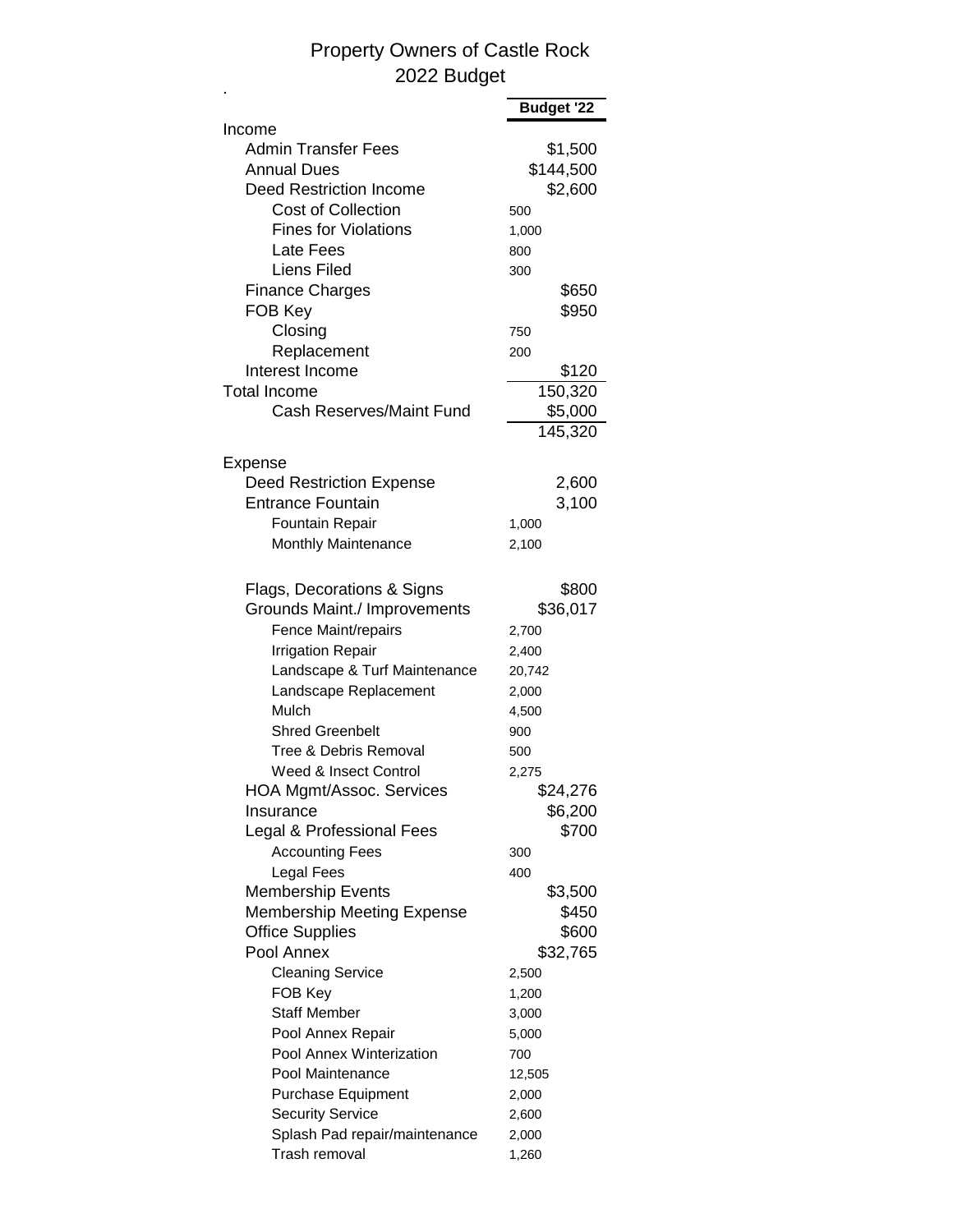# Property Owners of Castle Rock

## 2022 Budget

| | | Budget '22 |
|---|---|---|
| **Income** | | |
| Admin Transfer Fees | | $1,500 |
| Annual Dues | | $144,500 |
| Deed Restriction Income | | $2,600 |
| Cost of Collection | 500 | |
| Fines for Violations | 1,000 | |
| Late Fees | 800 | |
| Liens Filed | 300 | |
| Finance Charges | | $650 |
| FOB Key | | $950 |
| Closing | 750 | |
| Replacement | 200 | |
| Interest Income | | $120 |
| **Total Income** | | 150,320 |
| Cash Reserves/Maint Fund | | $5,000 |
| | | 145,320 |
| | | |
| **Expense** | | |
| Deed Restriction Expense | | 2,600 |
| Entrance Fountain | | 3,100 |
| Fountain Repair | 1,000 | |
| Monthly Maintenance | 2,100 | |
| | | |
| Flags, Decorations & Signs | | $800 |
| Grounds Maint./ Improvements | | $36,017 |
| Fence Maint/repairs | 2,700 | |
| Irrigation Repair | 2,400 | |
| Landscape & Turf Maintenance | 20,742 | |
| Landscape Replacement | 2,000 | |
| Mulch | 4,500 | |
| Shred Greenbelt | 900 | |
| Tree & Debris Removal | 500 | |
| Weed & Insect Control | 2,275 | |
| HOA Mgmt/Assoc. Services | | $24,276 |
| Insurance | | $6,200 |
| Legal & Professional Fees | | $700 |
| Accounting Fees | 300 | |
| Legal Fees | 400 | |
| Membership Events | | $3,500 |
| Membership Meeting Expense | | $450 |
| Office Supplies | | $600 |
| Pool Annex | | $32,765 |
| Cleaning Service | 2,500 | |
| FOB Key | 1,200 | |
| Staff Member | 3,000 | |
| Pool Annex Repair | 5,000 | |
| Pool Annex Winterization | 700 | |
| Pool Maintenance | 12,505 | |
| Purchase Equipment | 2,000 | |
| Security Service | 2,600 | |
| Splash Pad repair/maintenance | 2,000 | |
| Trash removal | 1,260 | |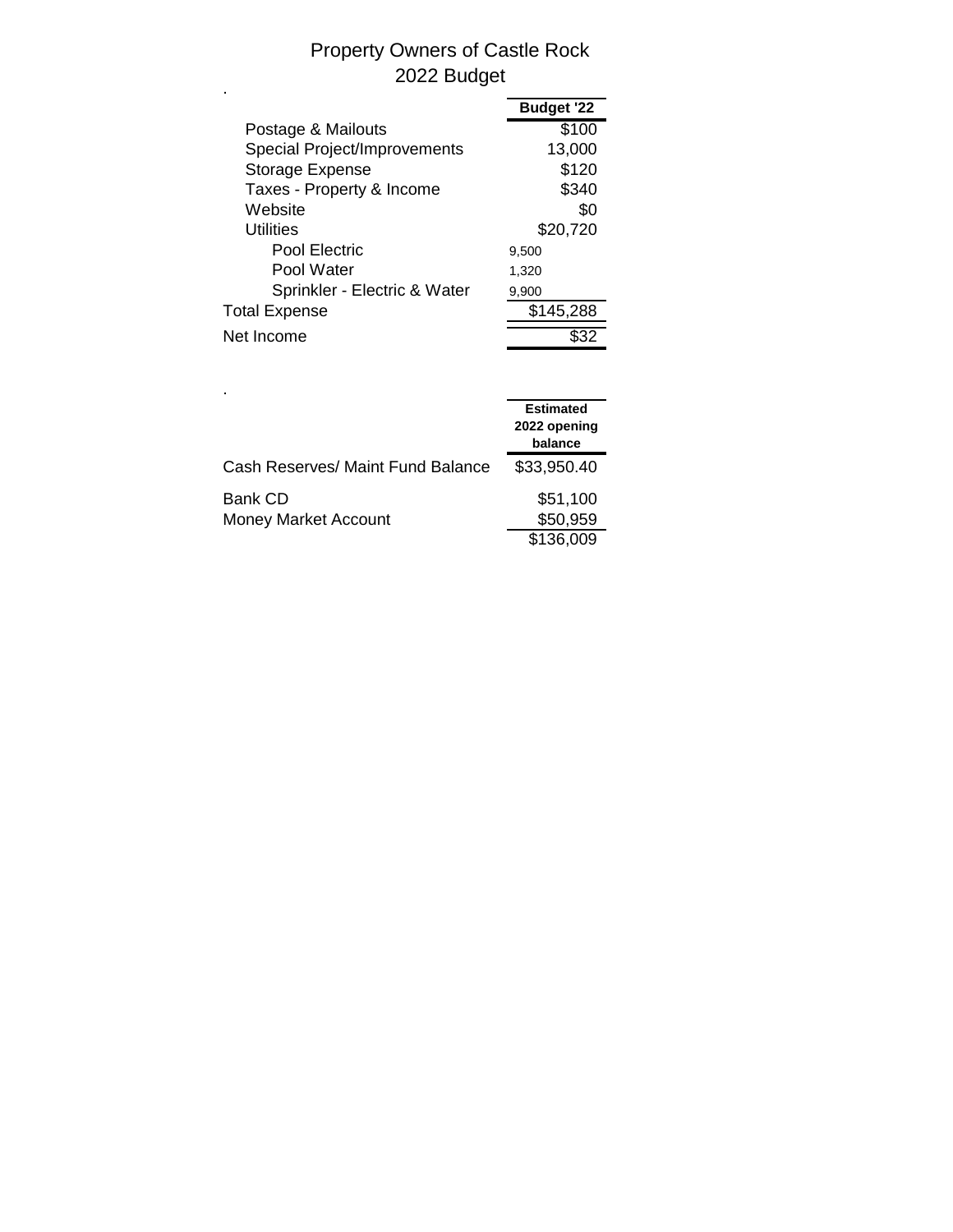# Property Owners of Castle Rock
## 2022 Budget

.

| | Budget '22 |
|---|---|
| Postage & Mailouts | $100 |
| Special Project/Improvements | 13,000 |
| Storage Expense | $120 |
| Taxes - Property & Income | $340 |
| Website | $0 |
| Utilities | $20,720 |
| Pool Electric | 9,500 |
| Pool Water | 1,320 |
| Sprinkler - Electric & Water | 9,900 |
| Total Expense | $145,288 |
| Net Income | $32 |

.

| | Estimated 2022 opening balance |
|---|---|
| Cash Reserves/ Maint Fund Balance | $33,950.40 |
| Bank CD | $51,100 |
| Money Market Account | $50,959 |
| | $136,009 |